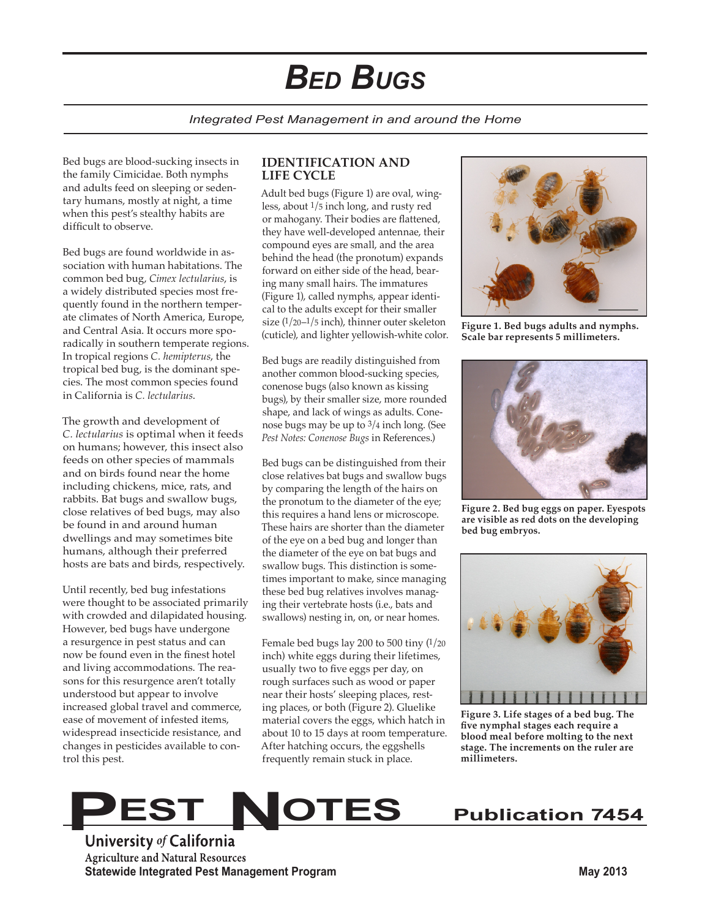# Bed Bugs

*Integrated Pest Management in and around the Home*

Bed bugs are blood-sucking insects in the family Cimicidae. Both nymphs and adults feed on sleeping or sedentary humans, mostly at night, a time when this pest's stealthy habits are difficult to observe.

Bed bugs are found worldwide in association with human habitations. The common bed bug, *Cimex lectularius*, is a widely distributed species most frequently found in the northern temperate climates of North America, Europe, and Central Asia. It occurs more sporadically in southern temperate regions. In tropical regions *C. hemipterus*, the tropical bed bug, is the dominant species. The most common species found in California is *C. lectularius*.

The growth and development of *C. lectularius* is optimal when it feeds on humans; however, this insect also feeds on other species of mammals and on birds found near the home including chickens, mice, rats, and rabbits. Bat bugs and swallow bugs, close relatives of bed bugs, may also be found in and around human dwellings and may sometimes bite humans, although their preferred hosts are bats and birds, respectively.

Until recently, bed bug infestations were thought to be associated primarily with crowded and dilapidated housing. However, bed bugs have undergone a resurgence in pest status and can now be found even in the finest hotel and living accommodations. The reasons for this resurgence aren't totally understood but appear to involve increased global travel and commerce, ease of movement of infested items, widespread insecticide resistance, and changes in pesticides available to control this pest.

## IDENTIFICATION AND LIFE CYCLE

Adult bed bugs (Figure 1) are oval, wingless, about 1/5 inch long, and rusty red or mahogany. Their bodies are flattened, they have well-developed antennae, their compound eyes are small, and the area behind the head (the pronotum) expands forward on either side of the head, bearing many small hairs. The immatures (Figure 1), called nymphs, appear identical to the adults except for their smaller size (1/20–1/5 inch), thinner outer skeleton (cuticle), and lighter yellowish-white color.

Bed bugs are readily distinguished from another common blood-sucking species, conenose bugs (also known as kissing bugs), by their smaller size, more rounded shape, and lack of wings as adults. Conenose bugs may be up to 3/4 inch long. (See *Pest Notes: Conenose Bugs* in References.)

Bed bugs can be distinguished from their close relatives bat bugs and swallow bugs by comparing the length of the hairs on the pronotum to the diameter of the eye; this requires a hand lens or microscope. These hairs are shorter than the diameter of the eye on a bed bug and longer than the diameter of the eye on bat bugs and swallow bugs. This distinction is sometimes important to make, since managing these bed bug relatives involves managing their vertebrate hosts (i.e., bats and swallows) nesting in, on, or near homes.

Female bed bugs lay 200 to 500 tiny (1/20 inch) white eggs during their lifetimes, usually two to five eggs per day, on rough surfaces such as wood or paper near their hosts' sleeping places, resting places, or both (Figure 2). Gluelike material covers the eggs, which hatch in about 10 to 15 days at room temperature. After hatching occurs, the eggshells frequently remain stuck in place.

**Figure 1. Bed bugs adults and nymphs. Scale bar represents 5 millimeters.**

**Figure 2. Bed bug eggs on paper. Eyespots are visible as red dots on the developing bed bug embryos.**

**Figure 3. Life stages of a bed bug. The five nymphal stages each require a blood meal before molting to the next stage. The increments on the ruler are millimeters.**

**PEST NOTES** — Publication 7454

University *of* California
Agriculture and Natural Resources
Statewide Integrated Pest Management Program

May 2013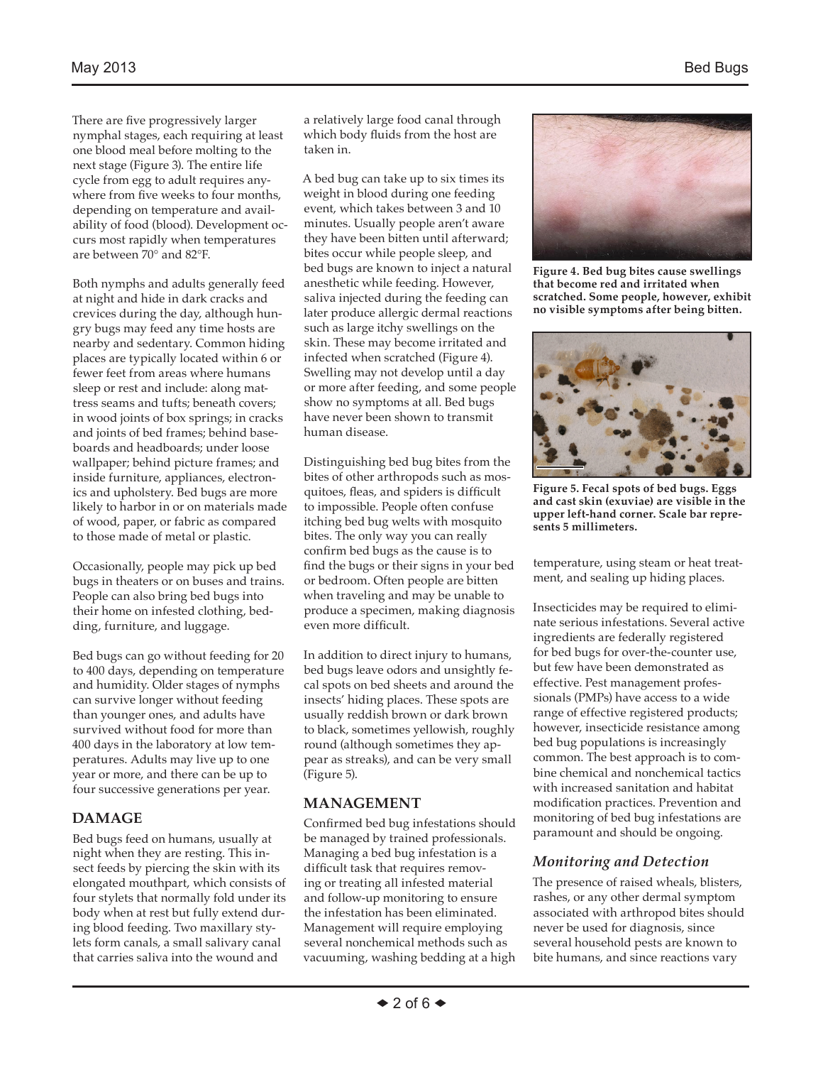There are five progressively larger nymphal stages, each requiring at least one blood meal before molting to the next stage (Figure 3). The entire life cycle from egg to adult requires anywhere from five weeks to four months, depending on temperature and availability of food (blood). Development occurs most rapidly when temperatures are between 70° and 82°F.

Both nymphs and adults generally feed at night and hide in dark cracks and crevices during the day, although hungry bugs may feed any time hosts are nearby and sedentary. Common hiding places are typically located within 6 or fewer feet from areas where humans sleep or rest and include: along mattress seams and tufts; beneath covers; in wood joints of box springs; in cracks and joints of bed frames; behind baseboards and headboards; under loose wallpaper; behind picture frames; and inside furniture, appliances, electronics and upholstery. Bed bugs are more likely to harbor in or on materials made of wood, paper, or fabric as compared to those made of metal or plastic.

Occasionally, people may pick up bed bugs in theaters or on buses and trains. People can also bring bed bugs into their home on infested clothing, bedding, furniture, and luggage.

Bed bugs can go without feeding for 20 to 400 days, depending on temperature and humidity. Older stages of nymphs can survive longer without feeding than younger ones, and adults have survived without food for more than 400 days in the laboratory at low temperatures. Adults may live up to one year or more, and there can be up to four successive generations per year.

## DAMAGE

Bed bugs feed on humans, usually at night when they are resting. This insect feeds by piercing the skin with its elongated mouthpart, which consists of four stylets that normally fold under its body when at rest but fully extend during blood feeding. Two maxillary stylets form canals, a small salivary canal that carries saliva into the wound and a relatively large food canal through which body fluids from the host are taken in.

A bed bug can take up to six times its weight in blood during one feeding event, which takes between 3 and 10 minutes. Usually people aren't aware they have been bitten until afterward; bites occur while people sleep, and bed bugs are known to inject a natural anesthetic while feeding. However, saliva injected during the feeding can later produce allergic dermal reactions such as large itchy swellings on the skin. These may become irritated and infected when scratched (Figure 4). Swelling may not develop until a day or more after feeding, and some people show no symptoms at all. Bed bugs have never been shown to transmit human disease.

Distinguishing bed bug bites from the bites of other arthropods such as mosquitoes, fleas, and spiders is difficult to impossible. People often confuse itching bed bug welts with mosquito bites. The only way you can really confirm bed bugs as the cause is to find the bugs or their signs in your bed or bedroom. Often people are bitten when traveling and may be unable to produce a specimen, making diagnosis even more difficult.

In addition to direct injury to humans, bed bugs leave odors and unsightly fecal spots on bed sheets and around the insects' hiding places. These spots are usually reddish brown or dark brown to black, sometimes yellowish, roughly round (although sometimes they appear as streaks), and can be very small (Figure 5).

**Figure 4. Bed bug bites cause swellings that become red and irritated when scratched. Some people, however, exhibit no visible symptoms after being bitten.**

**Figure 5. Fecal spots of bed bugs. Eggs and cast skin (exuviae) are visible in the upper left-hand corner. Scale bar represents 5 millimeters.**

## MANAGEMENT

Confirmed bed bug infestations should be managed by trained professionals. Managing a bed bug infestation is a difficult task that requires removing or treating all infested material and follow-up monitoring to ensure the infestation has been eliminated. Management will require employing several nonchemical methods such as vacuuming, washing bedding at a high temperature, using steam or heat treatment, and sealing up hiding places.

Insecticides may be required to eliminate serious infestations. Several active ingredients are federally registered for bed bugs for over-the-counter use, but few have been demonstrated as effective. Pest management professionals (PMPs) have access to a wide range of effective registered products; however, insecticide resistance among bed bug populations is increasingly common. The best approach is to combine chemical and nonchemical tactics with increased sanitation and habitat modification practices. Prevention and monitoring of bed bug infestations are paramount and should be ongoing.

### *Monitoring and Detection*

The presence of raised wheals, blisters, rashes, or any other dermal symptom associated with arthropod bites should never be used for diagnosis, since several household pests are known to bite humans, and since reactions vary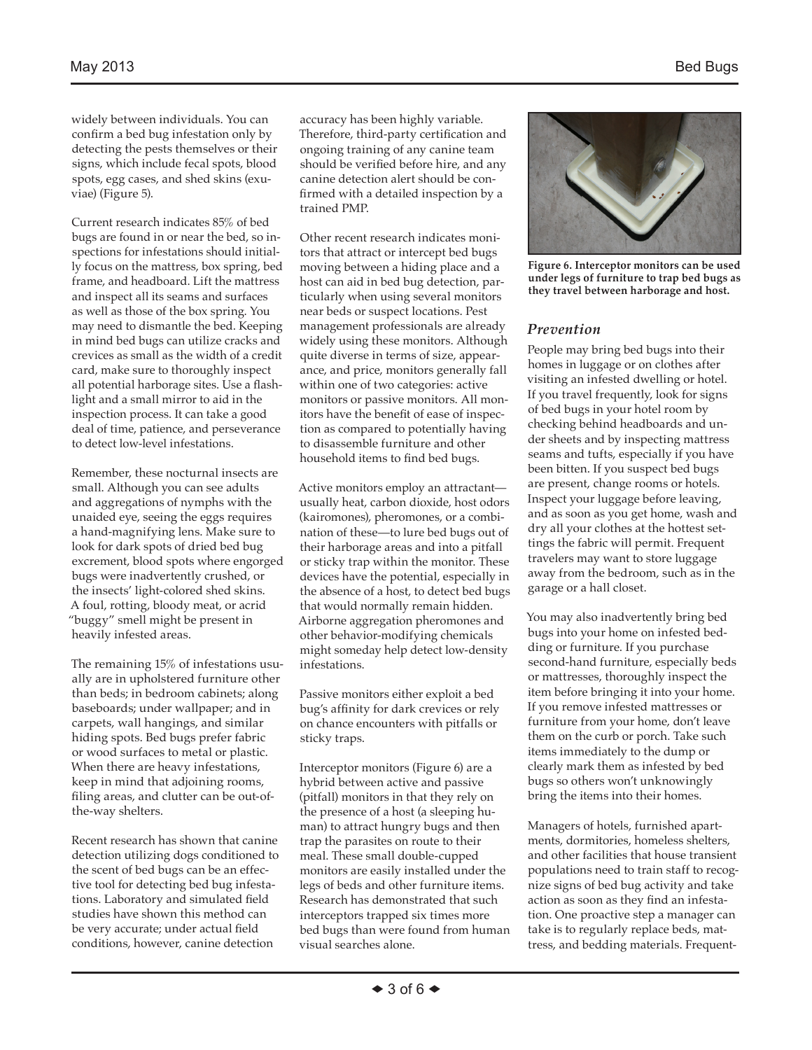widely between individuals. You can confirm a bed bug infestation only by detecting the pests themselves or their signs, which include fecal spots, blood spots, egg cases, and shed skins (exuviae) (Figure 5).

Current research indicates 85% of bed bugs are found in or near the bed, so inspections for infestations should initially focus on the mattress, box spring, bed frame, and headboard. Lift the mattress and inspect all its seams and surfaces as well as those of the box spring. You may need to dismantle the bed. Keeping in mind bed bugs can utilize cracks and crevices as small as the width of a credit card, make sure to thoroughly inspect all potential harborage sites. Use a flashlight and a small mirror to aid in the inspection process. It can take a good deal of time, patience, and perseverance to detect low-level infestations.

Remember, these nocturnal insects are small. Although you can see adults and aggregations of nymphs with the unaided eye, seeing the eggs requires a hand-magnifying lens. Make sure to look for dark spots of dried bed bug excrement, blood spots where engorged bugs were inadvertently crushed, or the insects' light-colored shed skins. A foul, rotting, bloody meat, or acrid "buggy" smell might be present in heavily infested areas.

The remaining 15% of infestations usually are in upholstered furniture other than beds; in bedroom cabinets; along baseboards; under wallpaper; and in carpets, wall hangings, and similar hiding spots. Bed bugs prefer fabric or wood surfaces to metal or plastic. When there are heavy infestations, keep in mind that adjoining rooms, filing areas, and clutter can be out-of-the-way shelters.

Recent research has shown that canine detection utilizing dogs conditioned to the scent of bed bugs can be an effective tool for detecting bed bug infestations. Laboratory and simulated field studies have shown this method can be very accurate; under actual field conditions, however, canine detection accuracy has been highly variable. Therefore, third-party certification and ongoing training of any canine team should be verified before hire, and any canine detection alert should be confirmed with a detailed inspection by a trained PMP.

Other recent research indicates monitors that attract or intercept bed bugs moving between a hiding place and a host can aid in bed bug detection, particularly when using several monitors near beds or suspect locations. Pest management professionals are already widely using these monitors. Although quite diverse in terms of size, appearance, and price, monitors generally fall within one of two categories: active monitors or passive monitors. All monitors have the benefit of ease of inspection as compared to potentially having to disassemble furniture and other household items to find bed bugs.

Active monitors employ an attractant—usually heat, carbon dioxide, host odors (kairomones), pheromones, or a combination of these—to lure bed bugs out of their harborage areas and into a pitfall or sticky trap within the monitor. These devices have the potential, especially in the absence of a host, to detect bed bugs that would normally remain hidden. Airborne aggregation pheromones and other behavior-modifying chemicals might someday help detect low-density infestations.

Passive monitors either exploit a bed bug's affinity for dark crevices or rely on chance encounters with pitfalls or sticky traps.

Interceptor monitors (Figure 6) are a hybrid between active and passive (pitfall) monitors in that they rely on the presence of a host (a sleeping human) to attract hungry bugs and then trap the parasites on route to their meal. These small double-cupped monitors are easily installed under the legs of beds and other furniture items. Research has demonstrated that such interceptors trapped six times more bed bugs than were found from human visual searches alone.

**Figure 6. Interceptor monitors can be used under legs of furniture to trap bed bugs as they travel between harborage and host.**

### *Prevention*

People may bring bed bugs into their homes in luggage or on clothes after visiting an infested dwelling or hotel. If you travel frequently, look for signs of bed bugs in your hotel room by checking behind headboards and under sheets and by inspecting mattress seams and tufts, especially if you have been bitten. If you suspect bed bugs are present, change rooms or hotels. Inspect your luggage before leaving, and as soon as you get home, wash and dry all your clothes at the hottest settings the fabric will permit. Frequent travelers may want to store luggage away from the bedroom, such as in the garage or a hall closet.

You may also inadvertently bring bed bugs into your home on infested bedding or furniture. If you purchase second-hand furniture, especially beds or mattresses, thoroughly inspect the item before bringing it into your home. If you remove infested mattresses or furniture from your home, don't leave them on the curb or porch. Take such items immediately to the dump or clearly mark them as infested by bed bugs so others won't unknowingly bring the items into their homes.

Managers of hotels, furnished apartments, dormitories, homeless shelters, and other facilities that house transient populations need to train staff to recognize signs of bed bug activity and take action as soon as they find an infestation. One proactive step a manager can take is to regularly replace beds, mattress, and bedding materials. Frequent-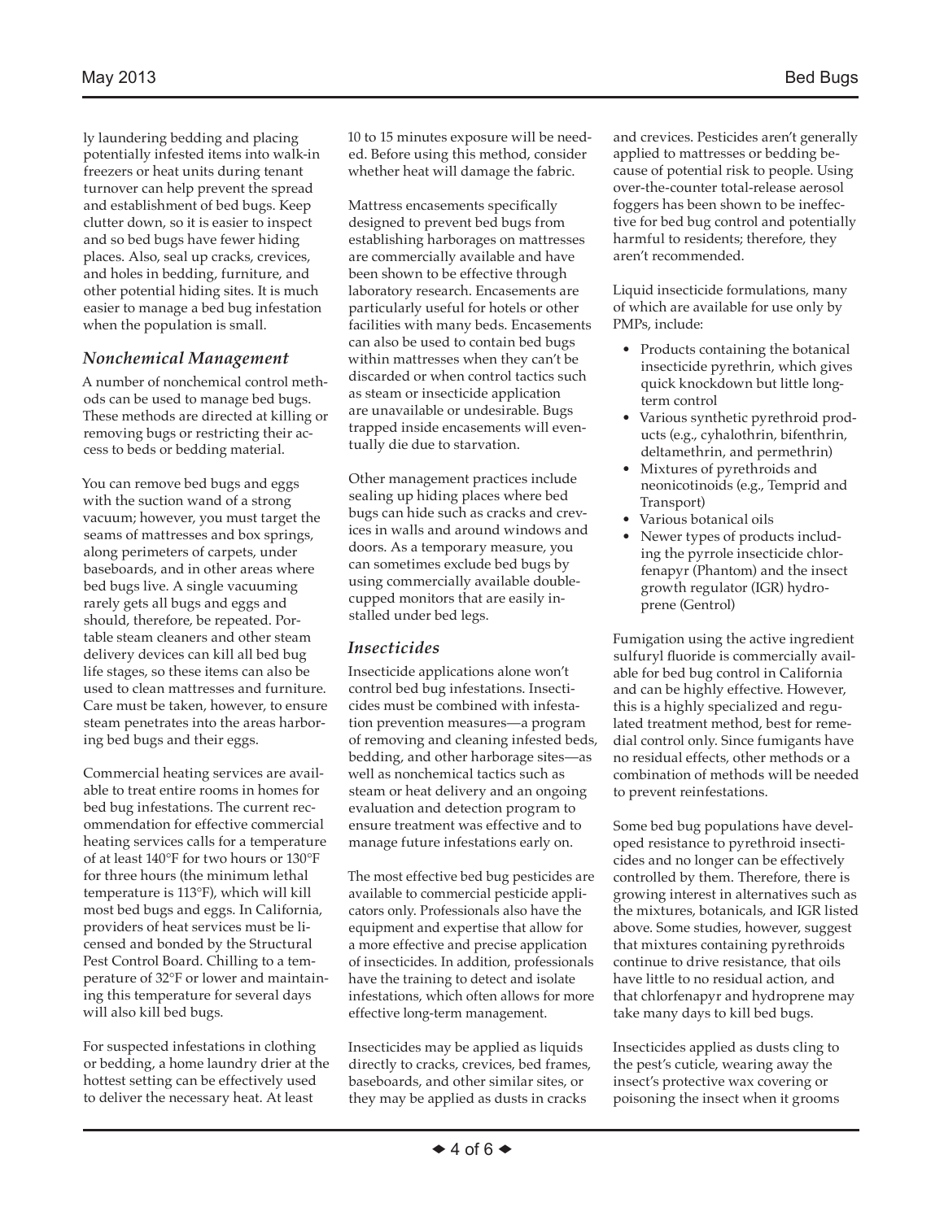ly laundering bedding and placing potentially infested items into walk-in freezers or heat units during tenant turnover can help prevent the spread and establishment of bed bugs. Keep clutter down, so it is easier to inspect and so bed bugs have fewer hiding places. Also, seal up cracks, crevices, and holes in bedding, furniture, and other potential hiding sites. It is much easier to manage a bed bug infestation when the population is small.

### *Nonchemical Management*

A number of nonchemical control methods can be used to manage bed bugs. These methods are directed at killing or removing bugs or restricting their access to beds or bedding material.

You can remove bed bugs and eggs with the suction wand of a strong vacuum; however, you must target the seams of mattresses and box springs, along perimeters of carpets, under baseboards, and in other areas where bed bugs live. A single vacuuming rarely gets all bugs and eggs and should, therefore, be repeated. Portable steam cleaners and other steam delivery devices can kill all bed bug life stages, so these items can also be used to clean mattresses and furniture. Care must be taken, however, to ensure steam penetrates into the areas harboring bed bugs and their eggs.

Commercial heating services are available to treat entire rooms in homes for bed bug infestations. The current recommendation for effective commercial heating services calls for a temperature of at least 140°F for two hours or 130°F for three hours (the minimum lethal temperature is 113°F), which will kill most bed bugs and eggs. In California, providers of heat services must be licensed and bonded by the Structural Pest Control Board. Chilling to a temperature of 32°F or lower and maintaining this temperature for several days will also kill bed bugs.

For suspected infestations in clothing or bedding, a home laundry drier at the hottest setting can be effectively used to deliver the necessary heat. At least 10 to 15 minutes exposure will be needed. Before using this method, consider whether heat will damage the fabric.

Mattress encasements specifically designed to prevent bed bugs from establishing harborages on mattresses are commercially available and have been shown to be effective through laboratory research. Encasements are particularly useful for hotels or other facilities with many beds. Encasements can also be used to contain bed bugs within mattresses when they can't be discarded or when control tactics such as steam or insecticide application are unavailable or undesirable. Bugs trapped inside encasements will eventually die due to starvation.

Other management practices include sealing up hiding places where bed bugs can hide such as cracks and crevices in walls and around windows and doors. As a temporary measure, you can sometimes exclude bed bugs by using commercially available double-cupped monitors that are easily installed under bed legs.

### *Insecticides*

Insecticide applications alone won't control bed bug infestations. Insecticides must be combined with infestation prevention measures—a program of removing and cleaning infested beds, bedding, and other harborage sites—as well as nonchemical tactics such as steam or heat delivery and an ongoing evaluation and detection program to ensure treatment was effective and to manage future infestations early on.

The most effective bed bug pesticides are available to commercial pesticide applicators only. Professionals also have the equipment and expertise that allow for a more effective and precise application of insecticides. In addition, professionals have the training to detect and isolate infestations, which often allows for more effective long-term management.

Insecticides may be applied as liquids directly to cracks, crevices, bed frames, baseboards, and other similar sites, or they may be applied as dusts in cracks and crevices. Pesticides aren't generally applied to mattresses or bedding because of potential risk to people. Using over-the-counter total-release aerosol foggers has been shown to be ineffective for bed bug control and potentially harmful to residents; therefore, they aren't recommended.

Liquid insecticide formulations, many of which are available for use only by PMPs, include:

- Products containing the botanical insecticide pyrethrin, which gives quick knockdown but little long-term control
- Various synthetic pyrethroid products (e.g., cyhalothrin, bifenthrin, deltamethrin, and permethrin)
- Mixtures of pyrethroids and neonicotinoids (e.g., Temprid and Transport)
- Various botanical oils
- Newer types of products including the pyrrole insecticide chlorfenapyr (Phantom) and the insect growth regulator (IGR) hydroprene (Gentrol)

Fumigation using the active ingredient sulfuryl fluoride is commercially available for bed bug control in California and can be highly effective. However, this is a highly specialized and regulated treatment method, best for remedial control only. Since fumigants have no residual effects, other methods or a combination of methods will be needed to prevent reinfestations.

Some bed bug populations have developed resistance to pyrethroid insecticides and no longer can be effectively controlled by them. Therefore, there is growing interest in alternatives such as the mixtures, botanicals, and IGR listed above. Some studies, however, suggest that mixtures containing pyrethroids continue to drive resistance, that oils have little to no residual action, and that chlorfenapyr and hydroprene may take many days to kill bed bugs.

Insecticides applied as dusts cling to the pest's cuticle, wearing away the insect's protective wax covering or poisoning the insect when it grooms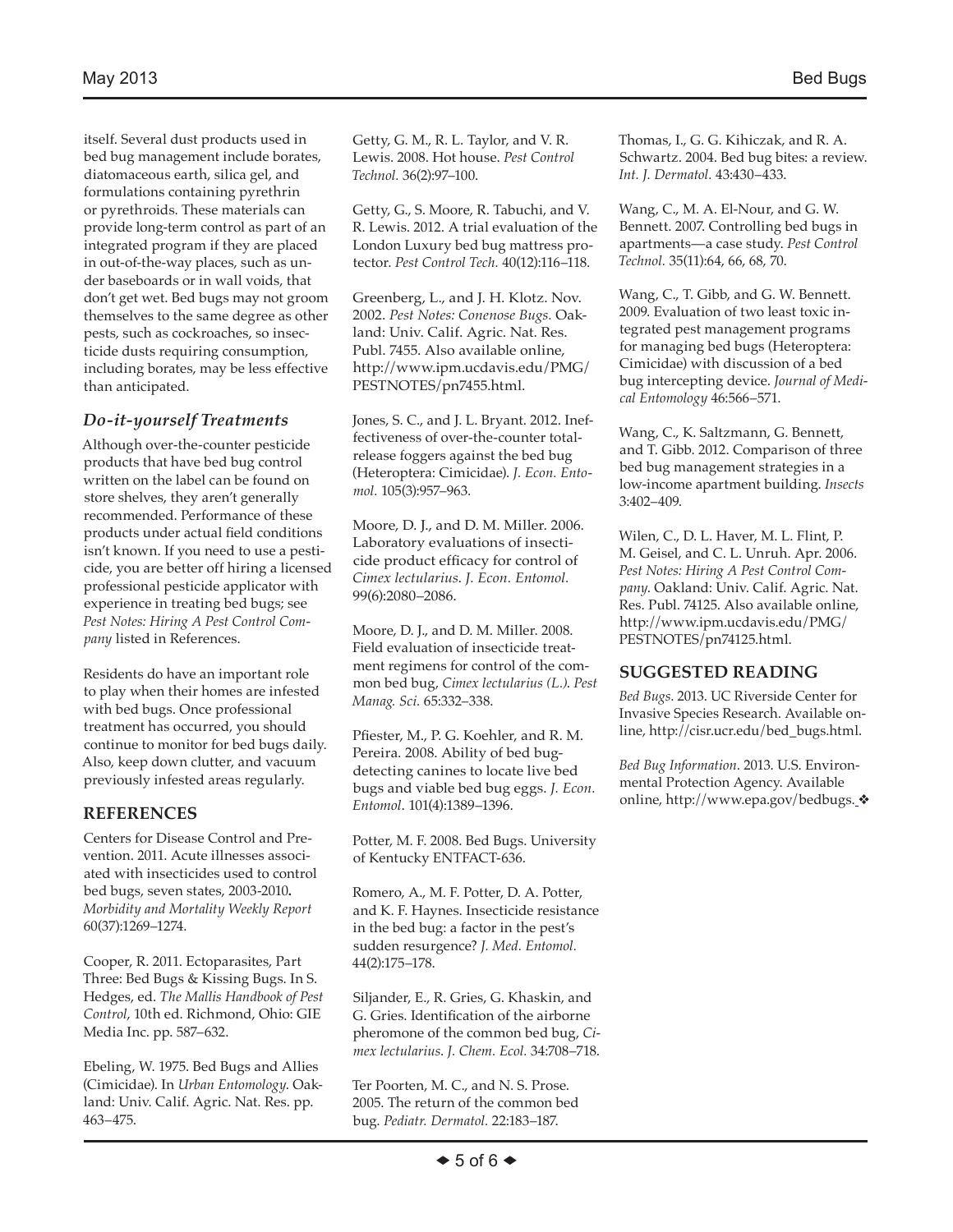itself. Several dust products used in bed bug management include borates, diatomaceous earth, silica gel, and formulations containing pyrethrin or pyrethroids. These materials can provide long-term control as part of an integrated program if they are placed in out-of-the-way places, such as under baseboards or in wall voids, that don't get wet. Bed bugs may not groom themselves to the same degree as other pests, such as cockroaches, so insecticide dusts requiring consumption, including borates, may be less effective than anticipated.

### *Do-it-yourself Treatments*

Although over-the-counter pesticide products that have bed bug control written on the label can be found on store shelves, they aren't generally recommended. Performance of these products under actual field conditions isn't known. If you need to use a pesticide, you are better off hiring a licensed professional pesticide applicator with experience in treating bed bugs; see *Pest Notes: Hiring A Pest Control Company* listed in References.

Residents do have an important role to play when their homes are infested with bed bugs. Once professional treatment has occurred, you should continue to monitor for bed bugs daily. Also, keep down clutter, and vacuum previously infested areas regularly.

## REFERENCES

Centers for Disease Control and Prevention. 2011. Acute illnesses associated with insecticides used to control bed bugs, seven states, 2003-2010**.** *Morbidity and Mortality Weekly Report* 60(37):1269–1274.

Cooper, R. 2011. Ectoparasites, Part Three: Bed Bugs & Kissing Bugs. In S. Hedges, ed. *The Mallis Handbook of Pest Control*, 10th ed. Richmond, Ohio: GIE Media Inc. pp. 587–632.

Ebeling, W. 1975. Bed Bugs and Allies (Cimicidae). In *Urban Entomology*. Oakland: Univ. Calif. Agric. Nat. Res. pp. 463–475.

Getty, G. M., R. L. Taylor, and V. R. Lewis. 2008. Hot house. *Pest Control Technol.* 36(2):97–100.

Getty, G., S. Moore, R. Tabuchi, and V. R. Lewis. 2012. A trial evaluation of the London Luxury bed bug mattress protector. *Pest Control Tech.* 40(12):116–118.

Greenberg, L., and J. H. Klotz. Nov. 2002. *Pest Notes: Conenose Bugs.* Oakland: Univ. Calif. Agric. Nat. Res. Publ. 7455. Also available online, http://www.ipm.ucdavis.edu/PMG/PESTNOTES/pn7455.html.

Jones, S. C., and J. L. Bryant. 2012. Ineffectiveness of over-the-counter total-release foggers against the bed bug (Heteroptera: Cimicidae). *J. Econ. Entomol.* 105(3):957–963.

Moore, D. J., and D. M. Miller. 2006. Laboratory evaluations of insecticide product efficacy for control of *Cimex lectularius*. *J. Econ. Entomol.* 99(6):2080–2086.

Moore, D. J., and D. M. Miller. 2008. Field evaluation of insecticide treatment regimens for control of the common bed bug, *Cimex lectularius (L.)*. *Pest Manag. Sci.* 65:332–338.

Pfiester, M., P. G. Koehler, and R. M. Pereira. 2008. Ability of bed bug-detecting canines to locate live bed bugs and viable bed bug eggs. *J. Econ. Entomol*. 101(4):1389–1396.

Potter, M. F. 2008. Bed Bugs. University of Kentucky ENTFACT-636.

Romero, A., M. F. Potter, D. A. Potter, and K. F. Haynes. Insecticide resistance in the bed bug: a factor in the pest's sudden resurgence? *J. Med. Entomol.* 44(2):175–178.

Siljander, E., R. Gries, G. Khaskin, and G. Gries. Identification of the airborne pheromone of the common bed bug, *Cimex lectularius*. *J. Chem. Ecol.* 34:708–718.

Ter Poorten, M. C., and N. S. Prose. 2005. The return of the common bed bug. *Pediatr. Dermatol.* 22:183–187.

Thomas, I., G. G. Kihiczak, and R. A. Schwartz. 2004. Bed bug bites: a review. *Int. J. Dermatol.* 43:430–433.

Wang, C., M. A. El-Nour, and G. W. Bennett. 2007. Controlling bed bugs in apartments—a case study. *Pest Control Technol.* 35(11):64, 66, 68, 70.

Wang, C., T. Gibb, and G. W. Bennett. 2009. Evaluation of two least toxic integrated pest management programs for managing bed bugs (Heteroptera: Cimicidae) with discussion of a bed bug intercepting device. *Journal of Medical Entomology* 46:566–571.

Wang, C., K. Saltzmann, G. Bennett, and T. Gibb. 2012. Comparison of three bed bug management strategies in a low-income apartment building. *Insects* 3:402–409.

Wilen, C., D. L. Haver, M. L. Flint, P. M. Geisel, and C. L. Unruh. Apr. 2006. *Pest Notes: Hiring A Pest Control Company*. Oakland: Univ. Calif. Agric. Nat. Res. Publ. 74125. Also available online, http://www.ipm.ucdavis.edu/PMG/PESTNOTES/pn74125.html.

## SUGGESTED READING

*Bed Bugs*. 2013. UC Riverside Center for Invasive Species Research. Available online, http://cisr.ucr.edu/bed_bugs.html.

*Bed Bug Information*. 2013. U.S. Environmental Protection Agency. Available online, http://www.epa.gov/bedbugs. ❖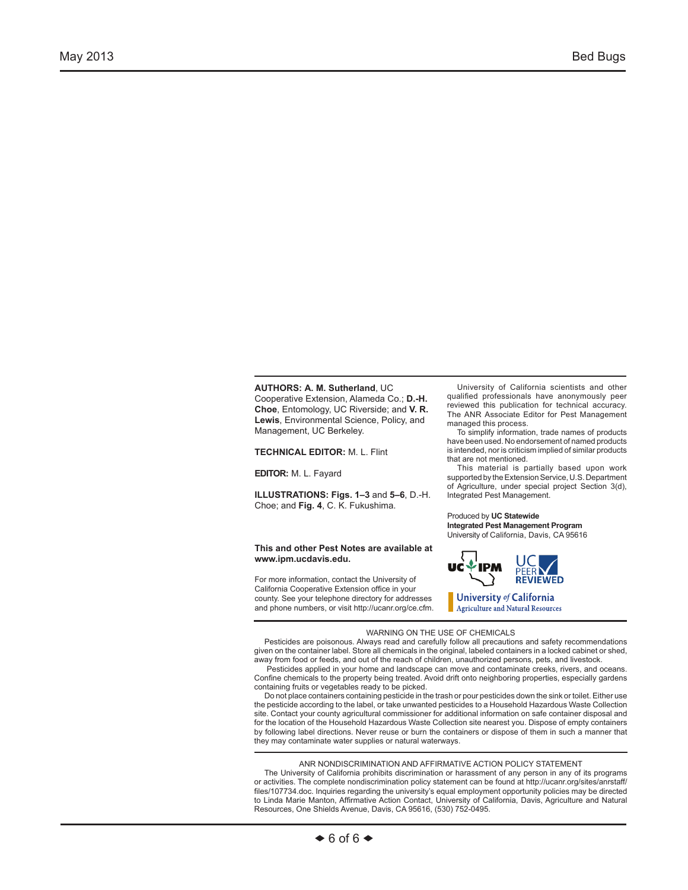**AUTHORS: A. M. Sutherland**, UC Cooperative Extension, Alameda Co.; **D.-H. Choe**, Entomology, UC Riverside; and **V. R. Lewis**, Environmental Science, Policy, and Management, UC Berkeley.

**TECHNICAL EDITOR:** M. L. Flint

**EDITOR:** M. L. Fayard

**ILLUSTRATIONS: Figs. 1–3** and **5–6**, D.-H. Choe; and **Fig. 4**, C. K. Fukushima.

**This and other Pest Notes are available at www.ipm.ucdavis.edu.**

For more information, contact the University of California Cooperative Extension office in your county. See your telephone directory for addresses and phone numbers, or visit http://ucanr.org/ce.cfm.

University of California scientists and other qualified professionals have anonymously peer reviewed this publication for technical accuracy. The ANR Associate Editor for Pest Management managed this process.

To simplify information, trade names of products have been used. No endorsement of named products is intended, nor is criticism implied of similar products that are not mentioned.

This material is partially based upon work supported by the Extension Service, U.S. Department of Agriculture, under special project Section 3(d), Integrated Pest Management.

Produced by **UC Statewide Integrated Pest Management Program**
University of California, Davis, CA 95616

UC IPM

UC PEER REVIEWED

University of California
Agriculture and Natural Resources

WARNING ON THE USE OF CHEMICALS

Pesticides are poisonous. Always read and carefully follow all precautions and safety recommendations given on the container label. Store all chemicals in the original, labeled containers in a locked cabinet or shed, away from food or feeds, and out of the reach of children, unauthorized persons, pets, and livestock.

Pesticides applied in your home and landscape can move and contaminate creeks, rivers, and oceans. Confine chemicals to the property being treated. Avoid drift onto neighboring properties, especially gardens containing fruits or vegetables ready to be picked.

Do not place containers containing pesticide in the trash or pour pesticides down the sink or toilet. Either use the pesticide according to the label, or take unwanted pesticides to a Household Hazardous Waste Collection site. Contact your county agricultural commissioner for additional information on safe container disposal and for the location of the Household Hazardous Waste Collection site nearest you. Dispose of empty containers by following label directions. Never reuse or burn the containers or dispose of them in such a manner that they may contaminate water supplies or natural waterways.

ANR NONDISCRIMINATION AND AFFIRMATIVE ACTION POLICY STATEMENT

The University of California prohibits discrimination or harassment of any person in any of its programs or activities. The complete nondiscrimination policy statement can be found at http://ucanr.org/sites/anrstaff/files/107734.doc. Inquiries regarding the university's equal employment opportunity policies may be directed to Linda Marie Manton, Affirmative Action Contact, University of California, Davis, Agriculture and Natural Resources, One Shields Avenue, Davis, CA 95616, (530) 752-0495.